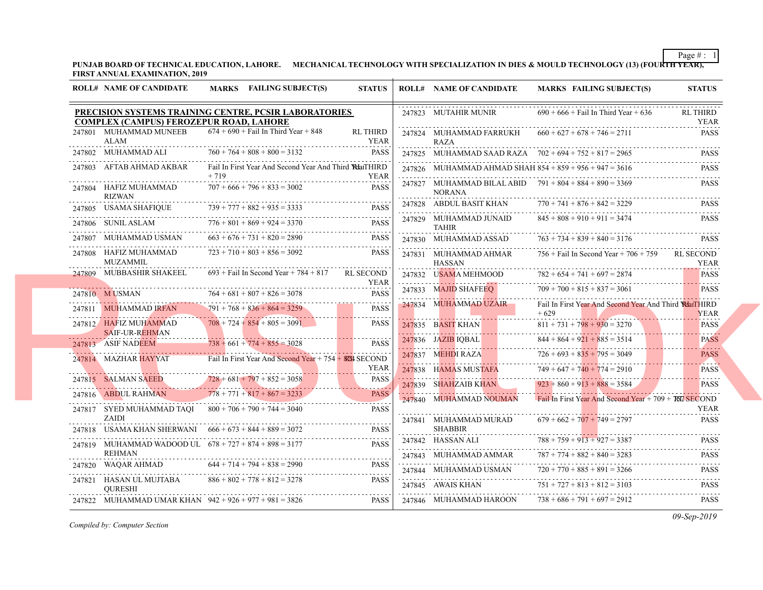PUNJAB BOARD OF TECHNICAL EDUCATION, LAHORE. MECHANICAL TECHNOLOGY WITH SPECIALIZATION IN DIES & MOULD TECHNOLOGY (13) (FOURTH YEAR), FIRST ANNUAL EXAMINATION, 2019

**PRECISION SYSTEMS TRAINING CENTRE, PCSIR LABORATORIES COMPLEX (CAMPUS) FEROZEPUR ROAD, LAHORE**

| ROLL# | NAME OF CANDIDATE | MARKS FAILING SUBJECT(S) | STATUS |
|---|---|---|---|
| 247801 | MUHAMMAD MUNEEB ALAM | 674 + 690 + Fail In Third Year + 848 | RL THIRD YEAR |
| 247802 | MUHAMMAD ALI | 760 + 764 + 808 + 800 = 3132 | PASS |
| 247803 | AFTAB AHMAD AKBAR | Fail In First Year And Second Year And Third Year + 719 | RL THIRD YEAR |
| 247804 | HAFIZ MUHAMMAD RIZWAN | 707 + 666 + 796 + 833 = 3002 | PASS |
| 247805 | USAMA SHAFIQUE | 739 + 777 + 882 + 935 = 3333 | PASS |
| 247806 | SUNIL ASLAM | 776 + 801 + 869 + 924 = 3370 | PASS |
| 247807 | MUHAMMAD USMAN | 663 + 676 + 731 + 820 = 2890 | PASS |
| 247808 | HAFIZ MUHAMMAD MUZAMMIL | 723 + 710 + 803 + 856 = 3092 | PASS |
| 247809 | MUBBASHIR SHAKEEL | 693 + Fail In Second Year + 784 + 817 | RL SECOND YEAR |
| 247810 | M USMAN | 764 + 681 + 807 + 826 = 3078 | PASS |
| 247811 | MUHAMMAD IRFAN | 791 + 768 + 836 + 864 = 3259 | PASS |
| 247812 | HAFIZ MUHAMMAD SAIF-UR-REHMAN | 708 + 724 + 854 + 805 = 3091 | PASS |
| 247813 | ASIF NADEEM | 738 + 661 + 774 + 855 = 3028 | PASS |
| 247814 | MAZHAR HAYYAT | Fail In First Year And Second Year + 754 + 824 | RL SECOND YEAR |
| 247815 | SALMAN SAEED | 728 + 681 + 797 + 852 = 3058 | PASS |
| 247816 | ABDUL RAHMAN | 778 + 771 + 817 + 867 = 3233 | PASS |
| 247817 | SYED MUHAMMAD TAQI ZAIDI | 800 + 706 + 790 + 744 = 3040 | PASS |
| 247818 | USAMA KHAN SHERWANI | 666 + 673 + 844 + 889 = 3072 | PASS |
| 247819 | MUHAMMAD WADOOD UL REHMAN | 678 + 727 + 874 + 898 = 3177 | PASS |
| 247820 | WAQAR AHMAD | 644 + 714 + 794 + 838 = 2990 | PASS |
| 247821 | HASAN UL MUJTABA QURESHI | 886 + 802 + 778 + 812 = 3278 | PASS |
| 247822 | MUHAMMAD UMAR KHAN | 942 + 926 + 977 + 981 = 3826 | PASS |
| 247823 | MUTAHIR MUNIR | 690 + 666 + Fail In Third Year + 636 | RL THIRD YEAR |
| 247824 | MUHAMMAD FARRUKH RAZA | 660 + 627 + 678 + 746 = 2711 | PASS |
| 247825 | MUHAMMAD SAAD RAZA | 702 + 694 + 752 + 817 = 2965 | PASS |
| 247826 | MUHAMMAD AHMAD SHAH | 854 + 859 + 956 + 947 = 3616 | PASS |
| 247827 | MUHAMMAD BILAL ABID NORANA | 791 + 804 + 884 + 890 = 3369 | PASS |
| 247828 | ABDUL BASIT KHAN | 770 + 741 + 876 + 842 = 3229 | PASS |
| 247829 | MUHAMMAD JUNAID TAHIR | 845 + 808 + 910 + 911 = 3474 | PASS |
| 247830 | MUHAMMAD ASSAD | 763 + 734 + 839 + 840 = 3176 | PASS |
| 247831 | MUHAMMAD AHMAR HASSAN | 756 + Fail In Second Year + 706 + 759 | RL SECOND YEAR |
| 247832 | USAMA MEHMOOD | 782 + 654 + 741 + 697 = 2874 | PASS |
| 247833 | MAJID SHAFEEQ | 709 + 700 + 815 + 837 = 3061 | PASS |
| 247834 | MUHAMMAD UZAIR | Fail In First Year And Second Year And Third Year + 629 | RL THIRD YEAR |
| 247835 | BASIT KHAN | 811 + 731 + 798 + 930 = 3270 | PASS |
| 247836 | JAZIB IQBAL | 844 + 864 + 921 + 885 = 3514 | PASS |
| 247837 | MEHDI RAZA | 726 + 693 + 835 + 795 = 3049 | PASS |
| 247838 | HAMAS MUSTAFA | 749 + 647 + 740 + 774 = 2910 | PASS |
| 247839 | SHAHZAIB KHAN | 923 + 860 + 913 + 888 = 3584 | PASS |
| 247840 | MUHAMMAD NOUMAN | Fail In First Year And Second Year + 709 + 787 | RL SECOND YEAR |
| 247841 | MUHAMMAD MURAD SHABBIR | 679 + 662 + 707 + 749 = 2797 | PASS |
| 247842 | HASSAN ALI | 788 + 759 + 913 + 927 = 3387 | PASS |
| 247843 | MUHAMMAD AMMAR | 787 + 774 + 882 + 840 = 3283 | PASS |
| 247844 | MUHAMMAD USMAN | 720 + 770 + 885 + 891 = 3266 | PASS |
| 247845 | AWAIS KHAN | 751 + 727 + 813 + 812 = 3103 | PASS |
| 247846 | MUHAMMAD HAROON | 738 + 686 + 791 + 697 = 2912 | PASS |

*Compiled by: Computer Section*

*09-Sep-2019*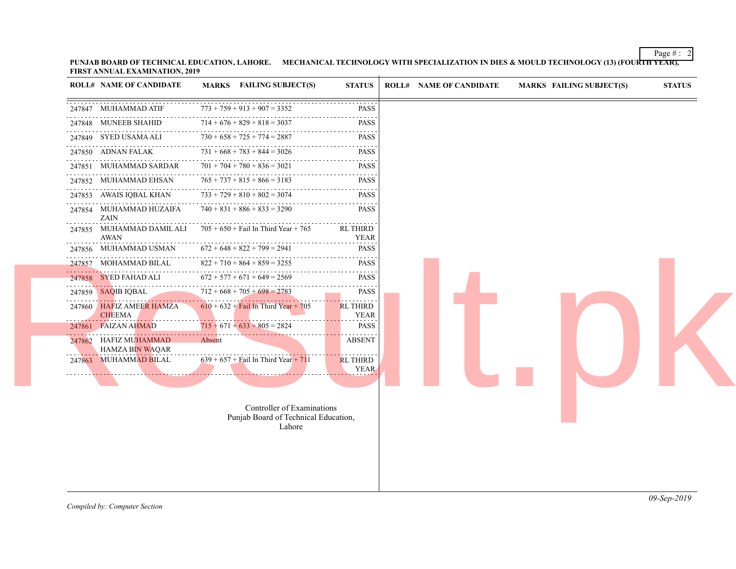**PUNJAB BOARD OF TECHNICAL EDUCATION, LAHORE. MECHANICAL TECHNOLOGY WITH SPECIALIZATION IN DIES & MOULD TECHNOLOGY (13) (FOURTH YEAR), FIRST ANNUAL EXAMINATION, 2019**

| ROLL# | NAME OF CANDIDATE | MARKS | FAILING SUBJECT(S) | STATUS |
|---|---|---|---|---|
| 247847 | MUHAMMAD ATIF | 773 + 759 + 913 + 907 = 3352 | | PASS |
| 247848 | MUNEEB SHAHID | 714 + 676 + 829 + 818 = 3037 | | PASS |
| 247849 | SYED USAMA ALI | 730 + 658 + 725 + 774 = 2887 | | PASS |
| 247850 | ADNAN FALAK | 731 + 668 + 783 + 844 = 3026 | | PASS |
| 247851 | MUHAMMAD SARDAR | 701 + 704 + 780 + 836 = 3021 | | PASS |
| 247852 | MUHAMMAD EHSAN | 765 + 737 + 815 + 866 = 3183 | | PASS |
| 247853 | AWAIS IQBAL KHAN | 733 + 729 + 810 + 802 = 3074 | | PASS |
| 247854 | MUHAMMAD HUZAIFA ZAIN | 740 + 831 + 886 + 833 = 3290 | | PASS |
| 247855 | MUHAMMAD DAMIL ALI AWAN | 705 + 650 + Fail In Third Year + 765 | | RL THIRD YEAR |
| 247856 | MUHAMMAD USMAN | 672 + 648 + 822 + 799 = 2941 | | PASS |
| 247857 | MOHAMMAD BILAL | 822 + 710 + 864 + 859 = 3255 | | PASS |
| 247858 | SYED FAHAD ALI | 672 + 577 + 671 + 649 = 2569 | | PASS |
| 247859 | SAQIB IQBAL | 712 + 668 + 705 + 698 = 2783 | | PASS |
| 247860 | HAFIZ AMEER HAMZA CHEEMA | 610 + 632 + Fail In Third Year + 705 | | RL THIRD YEAR |
| 247861 | FAIZAN AHMAD | 715 + 671 + 633 + 805 = 2824 | | PASS |
| 247862 | HAFIZ MUHAMMAD HAMZA BIN WAQAR | Absent | | ABSENT |
| 247863 | MUHAMMAD BILAL | 639 + 657 + Fail In Third Year + 711 | | RL THIRD YEAR |

Controller of Examinations
Punjab Board of Technical Education,
Lahore

*Compiled by: Computer Section*

*09-Sep-2019*